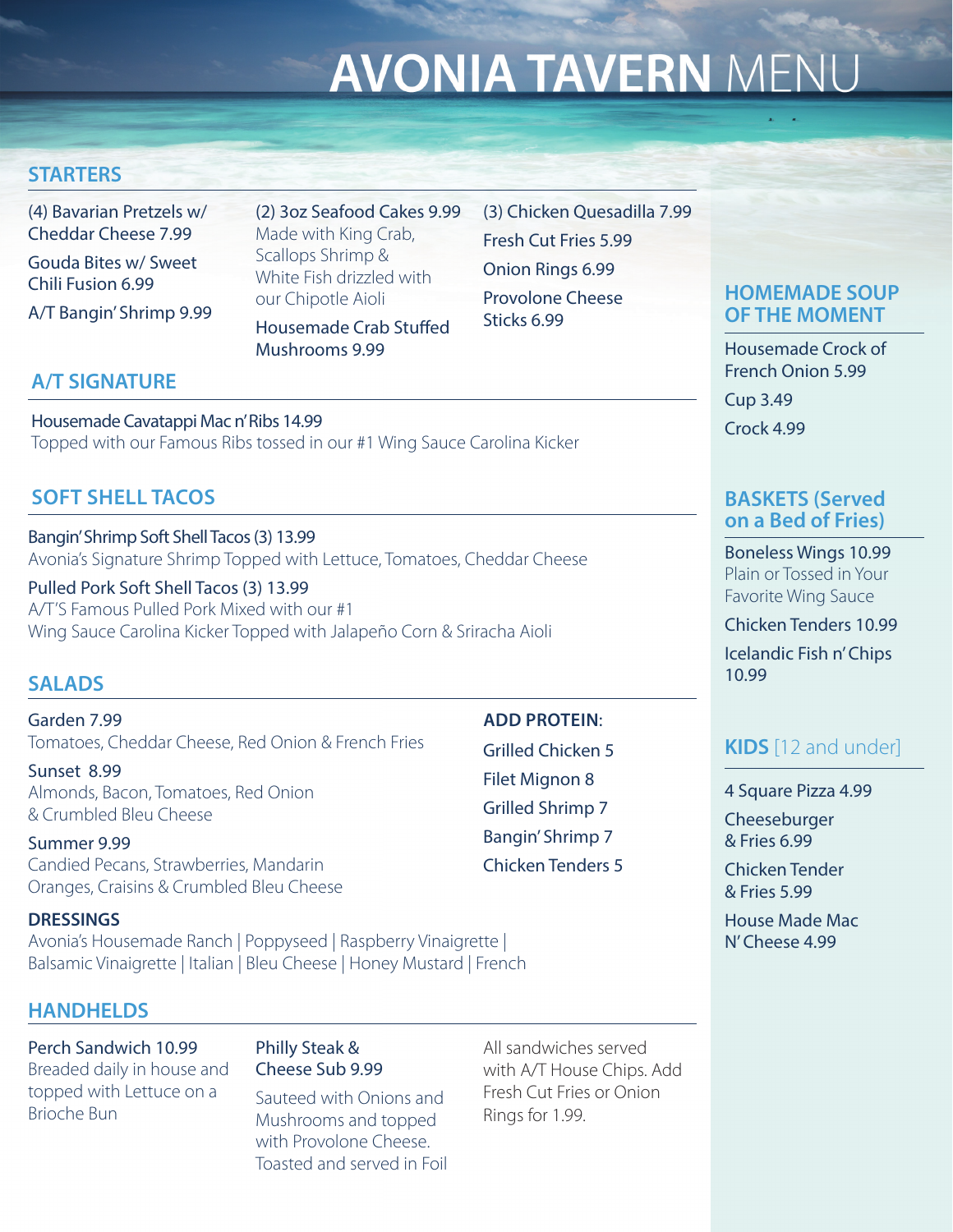# AVONIA TAVERN MENU

## STARTERS

(4) Bavarian Pretzels w/ Cheddar Cheese 7.99

Gouda Bites w/ Sweet Chili Fusion 6.99

A/T Bangin' Shrimp 9.99

(2) 3oz Seafood Cakes 9.99
Made with King Crab, Scallops Shrimp & White Fish drizzled with our Chipotle Aioli

Housemade Crab Stuffed Mushrooms 9.99

(3) Chicken Quesadilla 7.99

Fresh Cut Fries 5.99

Onion Rings 6.99

Provolone Cheese Sticks 6.99

## A/T SIGNATURE

Housemade Cavatappi Mac n' Ribs 14.99
Topped with our Famous Ribs tossed in our #1 Wing Sauce Carolina Kicker

## SOFT SHELL TACOS

Bangin' Shrimp Soft Shell Tacos (3) 13.99
Avonia's Signature Shrimp Topped with Lettuce, Tomatoes, Cheddar Cheese

Pulled Pork Soft Shell Tacos (3) 13.99
A/T'S Famous Pulled Pork Mixed with our #1 Wing Sauce Carolina Kicker Topped with Jalapeño Corn & Sriracha Aioli

## SALADS

Garden 7.99
Tomatoes, Cheddar Cheese, Red Onion & French Fries

Sunset 8.99
Almonds, Bacon, Tomatoes, Red Onion & Crumbled Bleu Cheese

Summer 9.99
Candied Pecans, Strawberries, Mandarin Oranges, Craisins & Crumbled Bleu Cheese

**ADD PROTEIN:**

Grilled Chicken 5

Filet Mignon 8

Grilled Shrimp 7

Bangin' Shrimp 7

Chicken Tenders 5

**DRESSINGS**

Avonia's Housemade Ranch | Poppyseed | Raspberry Vinaigrette | Balsamic Vinaigrette | Italian | Bleu Cheese | Honey Mustard | French

## HANDHELDS

Perch Sandwich 10.99
Breaded daily in house and topped with Lettuce on a Brioche Bun

Philly Steak & Cheese Sub 9.99
Sauteed with Onions and Mushrooms and topped with Provolone Cheese. Toasted and served in Foil

All sandwiches served with A/T House Chips. Add Fresh Cut Fries or Onion Rings for 1.99.

## HOMEMADE SOUP OF THE MOMENT

Housemade Crock of French Onion 5.99

Cup 3.49

Crock 4.99

## BASKETS (Served on a Bed of Fries)

Boneless Wings 10.99
Plain or Tossed in Your Favorite Wing Sauce

Chicken Tenders 10.99

Icelandic Fish n' Chips 10.99

## KIDS [12 and under]

4 Square Pizza 4.99

Cheeseburger & Fries 6.99

Chicken Tender & Fries 5.99

House Made Mac N' Cheese 4.99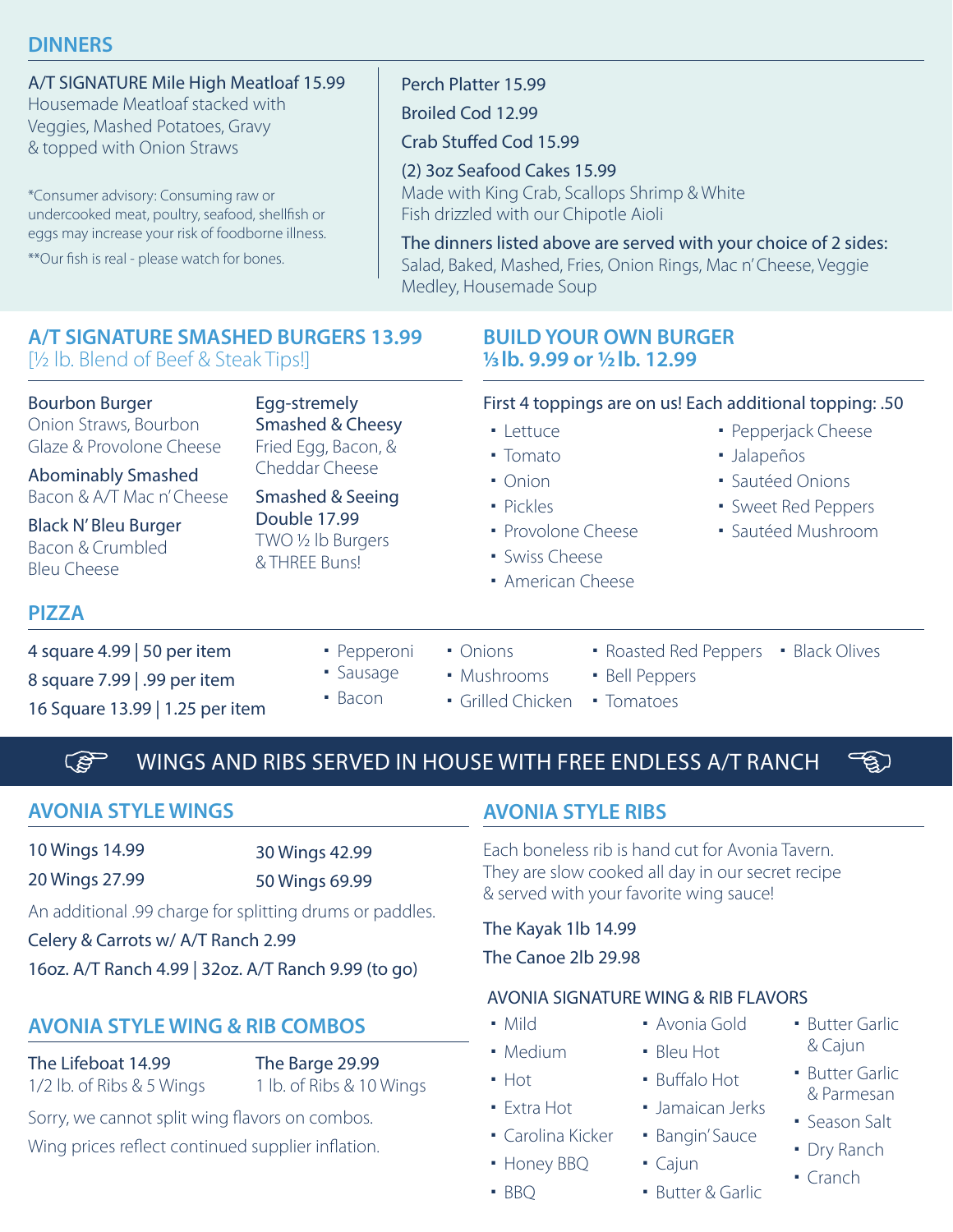## DINNERS

**A/T SIGNATURE Mile High Meatloaf 15.99**
Housemade Meatloaf stacked with Veggies, Mashed Potatoes, Gravy & topped with Onion Straws

*Consumer advisory: Consuming raw or undercooked meat, poultry, seafood, shellfish or eggs may increase your risk of foodborne illness.

**Our fish is real - please watch for bones.

**Perch Platter 15.99**

**Broiled Cod 12.99**

**Crab Stuffed Cod 15.99**

**(2) 3oz Seafood Cakes 15.99**
Made with King Crab, Scallops Shrimp & White Fish drizzled with our Chipotle Aioli

**The dinners listed above are served with your choice of 2 sides:**
Salad, Baked, Mashed, Fries, Onion Rings, Mac n' Cheese, Veggie Medley, Housemade Soup

## A/T SIGNATURE SMASHED BURGERS 13.99
[½ lb. Blend of Beef & Steak Tips!]

**Bourbon Burger**
Onion Straws, Bourbon Glaze & Provolone Cheese

**Abominably Smashed**
Bacon & A/T Mac n' Cheese

**Black N' Bleu Burger**
Bacon & Crumbled Bleu Cheese

**Egg-stremely Smashed & Cheesy**
Fried Egg, Bacon, & Cheddar Cheese

**Smashed & Seeing Double 17.99**
TWO ½ lb Burgers & THREE Buns!

## BUILD YOUR OWN BURGER
⅓ lb. 9.99 or ½ lb. 12.99

First 4 toppings are on us! Each additional topping: .50

- Lettuce
- Tomato
- Onion
- Pickles
- Provolone Cheese
- Swiss Cheese
- American Cheese
- Pepperjack Cheese
- Jalapeños
- Sautéed Onions
- Sweet Red Peppers
- Sautéed Mushroom

## PIZZA

4 square 4.99 | 50 per item
8 square 7.99 | .99 per item
16 Square 13.99 | 1.25 per item

- Pepperoni
- Sausage
- Bacon
- Onions
- Mushrooms
- Grilled Chicken
- Roasted Red Peppers
- Bell Peppers
- Tomatoes
- Black Olives

**WINGS AND RIBS SERVED IN HOUSE WITH FREE ENDLESS A/T RANCH**

## AVONIA STYLE WINGS

10 Wings 14.99
20 Wings 27.99
30 Wings 42.99
50 Wings 69.99

An additional .99 charge for splitting drums or paddles.

Celery & Carrots w/ A/T Ranch 2.99

16oz. A/T Ranch 4.99 | 32oz. A/T Ranch 9.99 (to go)

## AVONIA STYLE WING & RIB COMBOS

**The Lifeboat 14.99**
1/2 lb. of Ribs & 5 Wings

**The Barge 29.99**
1 lb. of Ribs & 10 Wings

Sorry, we cannot split wing flavors on combos.

Wing prices reflect continued supplier inflation.

## AVONIA STYLE RIBS

Each boneless rib is hand cut for Avonia Tavern. They are slow cooked all day in our secret recipe & served with your favorite wing sauce!

The Kayak 1lb 14.99

The Canoe 2lb 29.98

### AVONIA SIGNATURE WING & RIB FLAVORS

- Mild
- Medium
- Hot
- Extra Hot
- Carolina Kicker
- Honey BBQ
- BBQ
- Avonia Gold
- Bleu Hot
- Buffalo Hot
- Jamaican Jerks
- Bangin' Sauce
- Cajun
- Butter & Garlic
- Butter Garlic & Cajun
- Butter Garlic & Parmesan
- Season Salt
- Dry Ranch
- Cranch